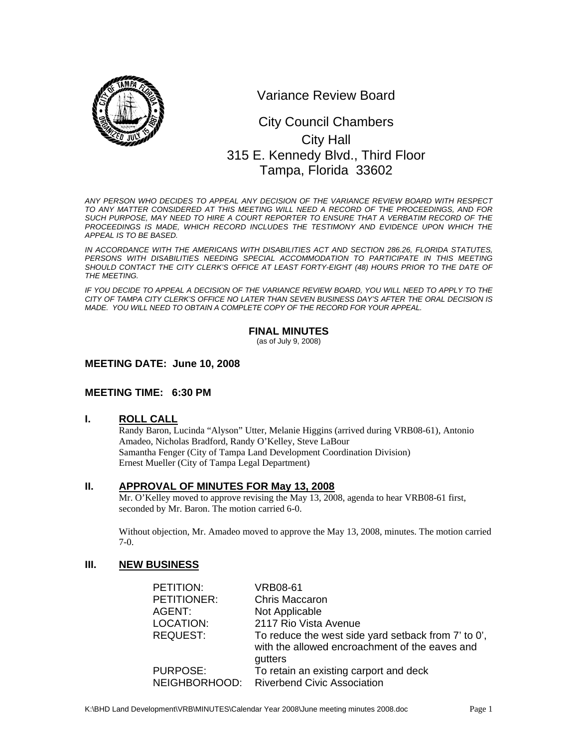# Variance Review Board

City Council Chambers
City Hall
315 E. Kennedy Blvd., Third Floor
Tampa, Florida 33602

*ANY PERSON WHO DECIDES TO APPEAL ANY DECISION OF THE VARIANCE REVIEW BOARD WITH RESPECT TO ANY MATTER CONSIDERED AT THIS MEETING WILL NEED A RECORD OF THE PROCEEDINGS, AND FOR SUCH PURPOSE, MAY NEED TO HIRE A COURT REPORTER TO ENSURE THAT A VERBATIM RECORD OF THE PROCEEDINGS IS MADE, WHICH RECORD INCLUDES THE TESTIMONY AND EVIDENCE UPON WHICH THE APPEAL IS TO BE BASED.*

*IN ACCORDANCE WITH THE AMERICANS WITH DISABILITIES ACT AND SECTION 286.26, FLORIDA STATUTES, PERSONS WITH DISABILITIES NEEDING SPECIAL ACCOMMODATION TO PARTICIPATE IN THIS MEETING SHOULD CONTACT THE CITY CLERK'S OFFICE AT LEAST FORTY-EIGHT (48) HOURS PRIOR TO THE DATE OF THE MEETING.*

*IF YOU DECIDE TO APPEAL A DECISION OF THE VARIANCE REVIEW BOARD, YOU WILL NEED TO APPLY TO THE CITY OF TAMPA CITY CLERK'S OFFICE NO LATER THAN SEVEN BUSINESS DAY'S AFTER THE ORAL DECISION IS MADE. YOU WILL NEED TO OBTAIN A COMPLETE COPY OF THE RECORD FOR YOUR APPEAL.*

**FINAL MINUTES**
(as of July 9, 2008)

**MEETING DATE: June 10, 2008**

**MEETING TIME: 6:30 PM**

## I. ROLL CALL

Randy Baron, Lucinda "Alyson" Utter, Melanie Higgins (arrived during VRB08-61), Antonio Amadeo, Nicholas Bradford, Randy O'Kelley, Steve LaBour
Samantha Fenger (City of Tampa Land Development Coordination Division)
Ernest Mueller (City of Tampa Legal Department)

## II. APPROVAL OF MINUTES FOR May 13, 2008

Mr. O'Kelley moved to approve revising the May 13, 2008, agenda to hear VRB08-61 first, seconded by Mr. Baron. The motion carried 6-0.

Without objection, Mr. Amadeo moved to approve the May 13, 2008, minutes. The motion carried 7-0.

## III. NEW BUSINESS

PETITION: VRB08-61
PETITIONER: Chris Maccaron
AGENT: Not Applicable
LOCATION: 2117 Rio Vista Avenue
REQUEST: To reduce the west side yard setback from 7' to 0', with the allowed encroachment of the eaves and gutters
PURPOSE: To retain an existing carport and deck
NEIGHBORHOOD: Riverbend Civic Association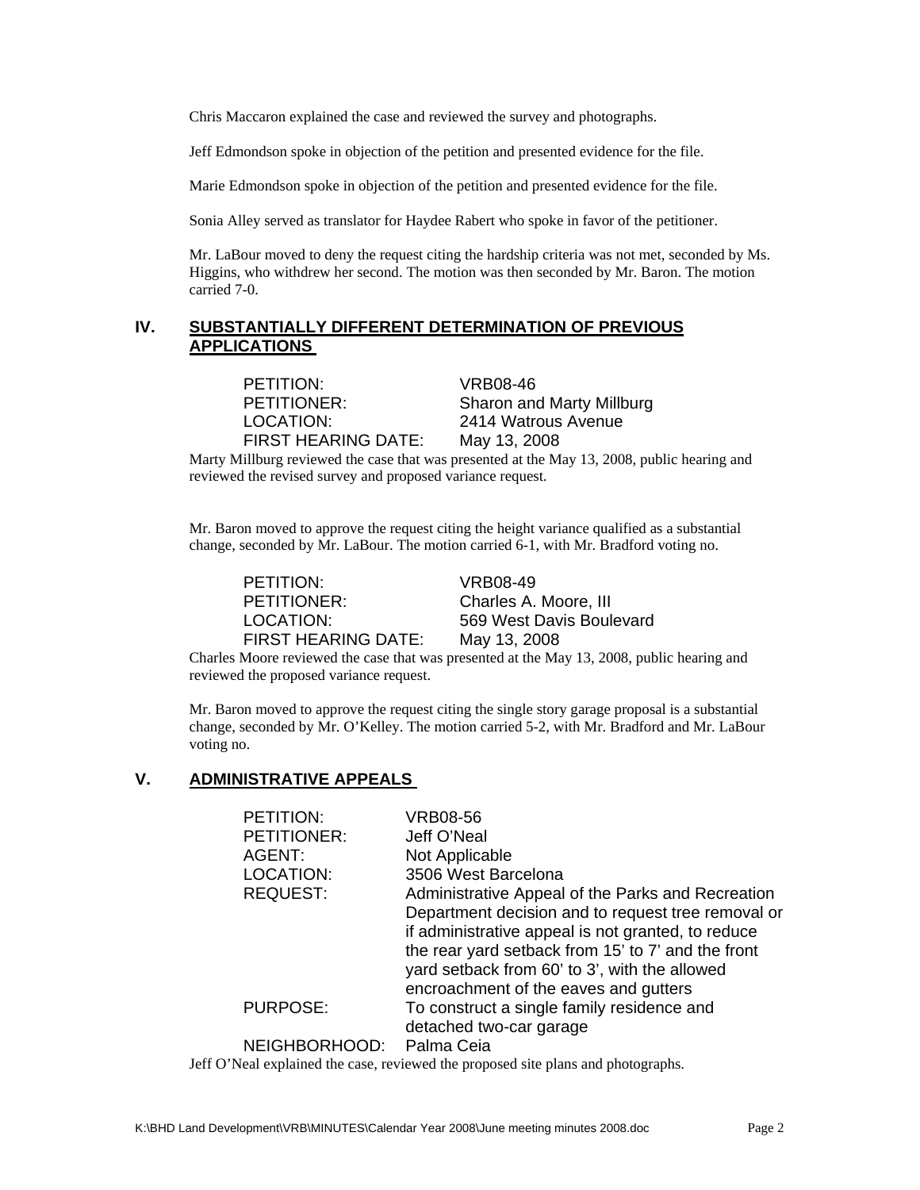Chris Maccaron explained the case and reviewed the survey and photographs.

Jeff Edmondson spoke in objection of the petition and presented evidence for the file.

Marie Edmondson spoke in objection of the petition and presented evidence for the file.

Sonia Alley served as translator for Haydee Rabert who spoke in favor of the petitioner.

Mr. LaBour moved to deny the request citing the hardship criteria was not met, seconded by Ms. Higgins, who withdrew her second. The motion was then seconded by Mr. Baron. The motion carried 7-0.

## IV. SUBSTANTIALLY DIFFERENT DETERMINATION OF PREVIOUS APPLICATIONS

PETITION: VRB08-46
PETITIONER: Sharon and Marty Millburg
LOCATION: 2414 Watrous Avenue
FIRST HEARING DATE: May 13, 2008

Marty Millburg reviewed the case that was presented at the May 13, 2008, public hearing and reviewed the revised survey and proposed variance request.

Mr. Baron moved to approve the request citing the height variance qualified as a substantial change, seconded by Mr. LaBour. The motion carried 6-1, with Mr. Bradford voting no.

PETITION: VRB08-49
PETITIONER: Charles A. Moore, III
LOCATION: 569 West Davis Boulevard
FIRST HEARING DATE: May 13, 2008

Charles Moore reviewed the case that was presented at the May 13, 2008, public hearing and reviewed the proposed variance request.

Mr. Baron moved to approve the request citing the single story garage proposal is a substantial change, seconded by Mr. O'Kelley. The motion carried 5-2, with Mr. Bradford and Mr. LaBour voting no.

## V. ADMINISTRATIVE APPEALS

PETITION: VRB08-56
PETITIONER: Jeff O'Neal
AGENT: Not Applicable
LOCATION: 3506 West Barcelona
REQUEST: Administrative Appeal of the Parks and Recreation Department decision and to request tree removal or if administrative appeal is not granted, to reduce the rear yard setback from 15' to 7' and the front yard setback from 60' to 3', with the allowed encroachment of the eaves and gutters
PURPOSE: To construct a single family residence and detached two-car garage
NEIGHBORHOOD: Palma Ceia

Jeff O'Neal explained the case, reviewed the proposed site plans and photographs.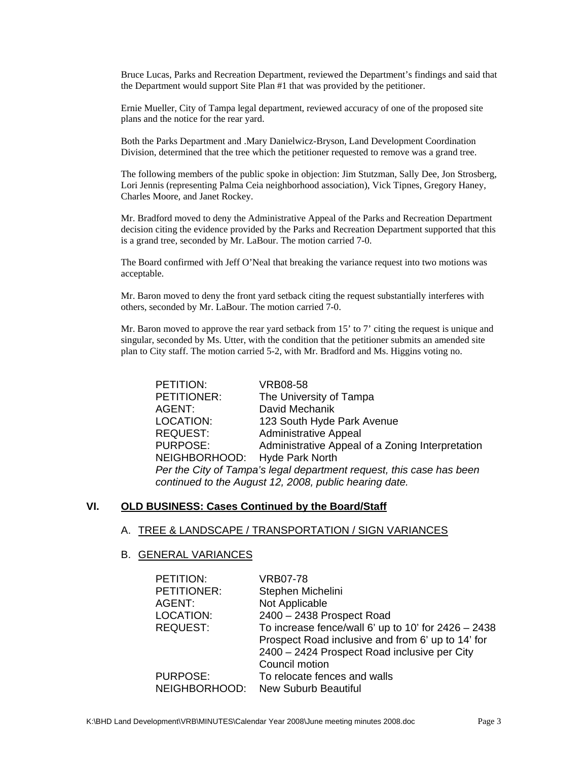Bruce Lucas, Parks and Recreation Department, reviewed the Department's findings and said that the Department would support Site Plan #1 that was provided by the petitioner.

Ernie Mueller, City of Tampa legal department, reviewed accuracy of one of the proposed site plans and the notice for the rear yard.

Both the Parks Department and .Mary Danielwicz-Bryson, Land Development Coordination Division, determined that the tree which the petitioner requested to remove was a grand tree.

The following members of the public spoke in objection: Jim Stutzman, Sally Dee, Jon Strosberg, Lori Jennis (representing Palma Ceia neighborhood association), Vick Tipnes, Gregory Haney, Charles Moore, and Janet Rockey.

Mr. Bradford moved to deny the Administrative Appeal of the Parks and Recreation Department decision citing the evidence provided by the Parks and Recreation Department supported that this is a grand tree, seconded by Mr. LaBour. The motion carried 7-0.

The Board confirmed with Jeff O'Neal that breaking the variance request into two motions was acceptable.

Mr. Baron moved to deny the front yard setback citing the request substantially interferes with others, seconded by Mr. LaBour. The motion carried 7-0.

Mr. Baron moved to approve the rear yard setback from 15' to 7' citing the request is unique and singular, seconded by Ms. Utter, with the condition that the petitioner submits an amended site plan to City staff. The motion carried 5-2, with Mr. Bradford and Ms. Higgins voting no.

PETITION: VRB08-58
PETITIONER: The University of Tampa
AGENT: David Mechanik
LOCATION: 123 South Hyde Park Avenue
REQUEST: Administrative Appeal
PURPOSE: Administrative Appeal of a Zoning Interpretation
NEIGHBORHOOD: Hyde Park North

*Per the City of Tampa's legal department request, this case has been continued to the August 12, 2008, public hearing date.*

## VI. OLD BUSINESS: Cases Continued by the Board/Staff

### A. TREE & LANDSCAPE / TRANSPORTATION / SIGN VARIANCES

### B. GENERAL VARIANCES

PETITION: VRB07-78
PETITIONER: Stephen Michelini
AGENT: Not Applicable
LOCATION: 2400 – 2438 Prospect Road
REQUEST: To increase fence/wall 6' up to 10' for 2426 – 2438 Prospect Road inclusive and from 6' up to 14' for 2400 – 2424 Prospect Road inclusive per City Council motion
PURPOSE: To relocate fences and walls
NEIGHBORHOOD: New Suburb Beautiful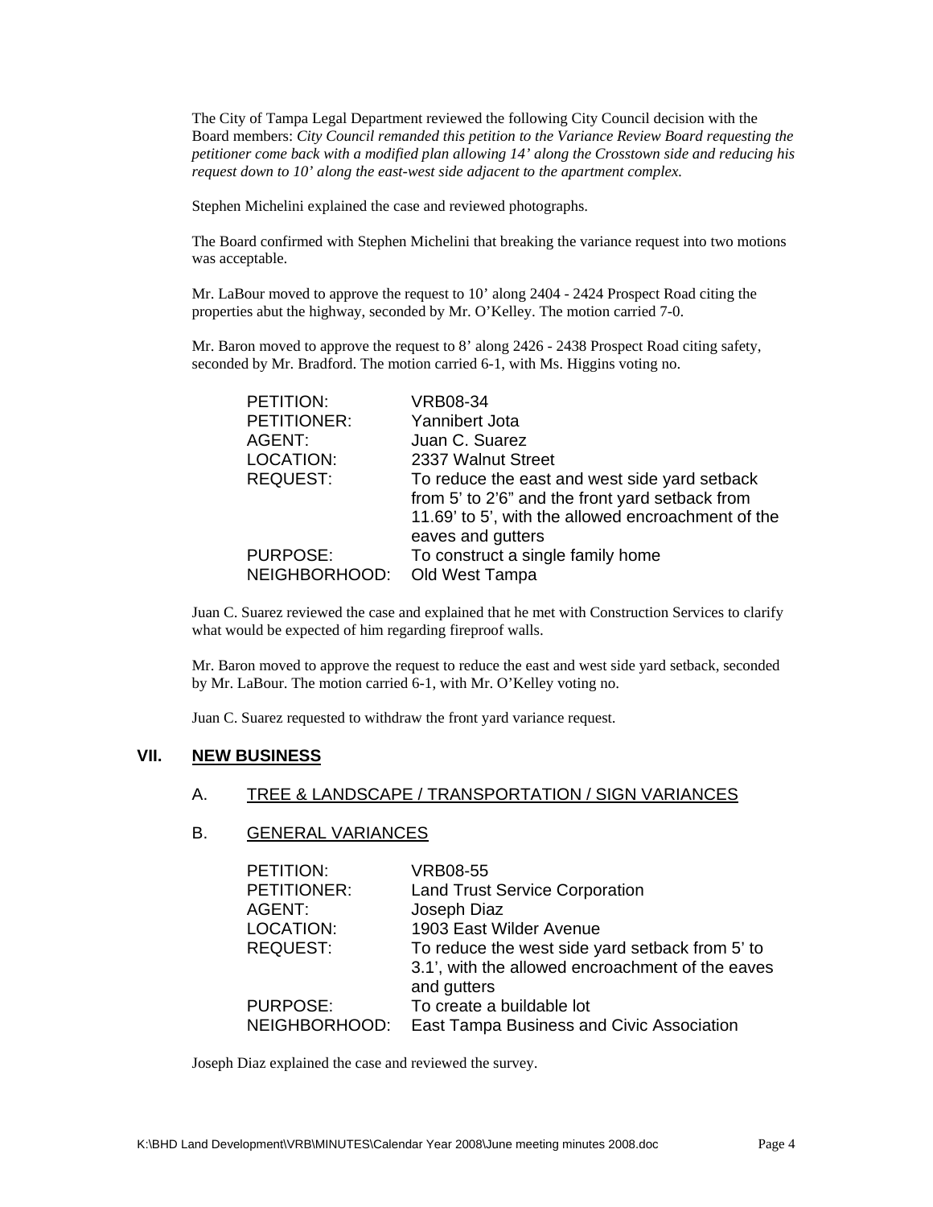The City of Tampa Legal Department reviewed the following City Council decision with the Board members: *City Council remanded this petition to the Variance Review Board requesting the petitioner come back with a modified plan allowing 14' along the Crosstown side and reducing his request down to 10' along the east-west side adjacent to the apartment complex.*

Stephen Michelini explained the case and reviewed photographs.

The Board confirmed with Stephen Michelini that breaking the variance request into two motions was acceptable.

Mr. LaBour moved to approve the request to 10' along 2404 - 2424 Prospect Road citing the properties abut the highway, seconded by Mr. O'Kelley. The motion carried 7-0.

Mr. Baron moved to approve the request to 8' along 2426 - 2438 Prospect Road citing safety, seconded by Mr. Bradford. The motion carried 6-1, with Ms. Higgins voting no.

| | |
|---|---|
| PETITION: | VRB08-34 |
| PETITIONER: | Yannibert Jota |
| AGENT: | Juan C. Suarez |
| LOCATION: | 2337 Walnut Street |
| REQUEST: | To reduce the east and west side yard setback from 5' to 2'6" and the front yard setback from 11.69' to 5', with the allowed encroachment of the eaves and gutters |
| PURPOSE: | To construct a single family home |
| NEIGHBORHOOD: | Old West Tampa |

Juan C. Suarez reviewed the case and explained that he met with Construction Services to clarify what would be expected of him regarding fireproof walls.

Mr. Baron moved to approve the request to reduce the east and west side yard setback, seconded by Mr. LaBour. The motion carried 6-1, with Mr. O'Kelley voting no.

Juan C. Suarez requested to withdraw the front yard variance request.

## VII. NEW BUSINESS

### A. TREE & LANDSCAPE / TRANSPORTATION / SIGN VARIANCES

### B. GENERAL VARIANCES

| | |
|---|---|
| PETITION: | VRB08-55 |
| PETITIONER: | Land Trust Service Corporation |
| AGENT: | Joseph Diaz |
| LOCATION: | 1903 East Wilder Avenue |
| REQUEST: | To reduce the west side yard setback from 5' to 3.1', with the allowed encroachment of the eaves and gutters |
| PURPOSE: | To create a buildable lot |
| NEIGHBORHOOD: | East Tampa Business and Civic Association |

Joseph Diaz explained the case and reviewed the survey.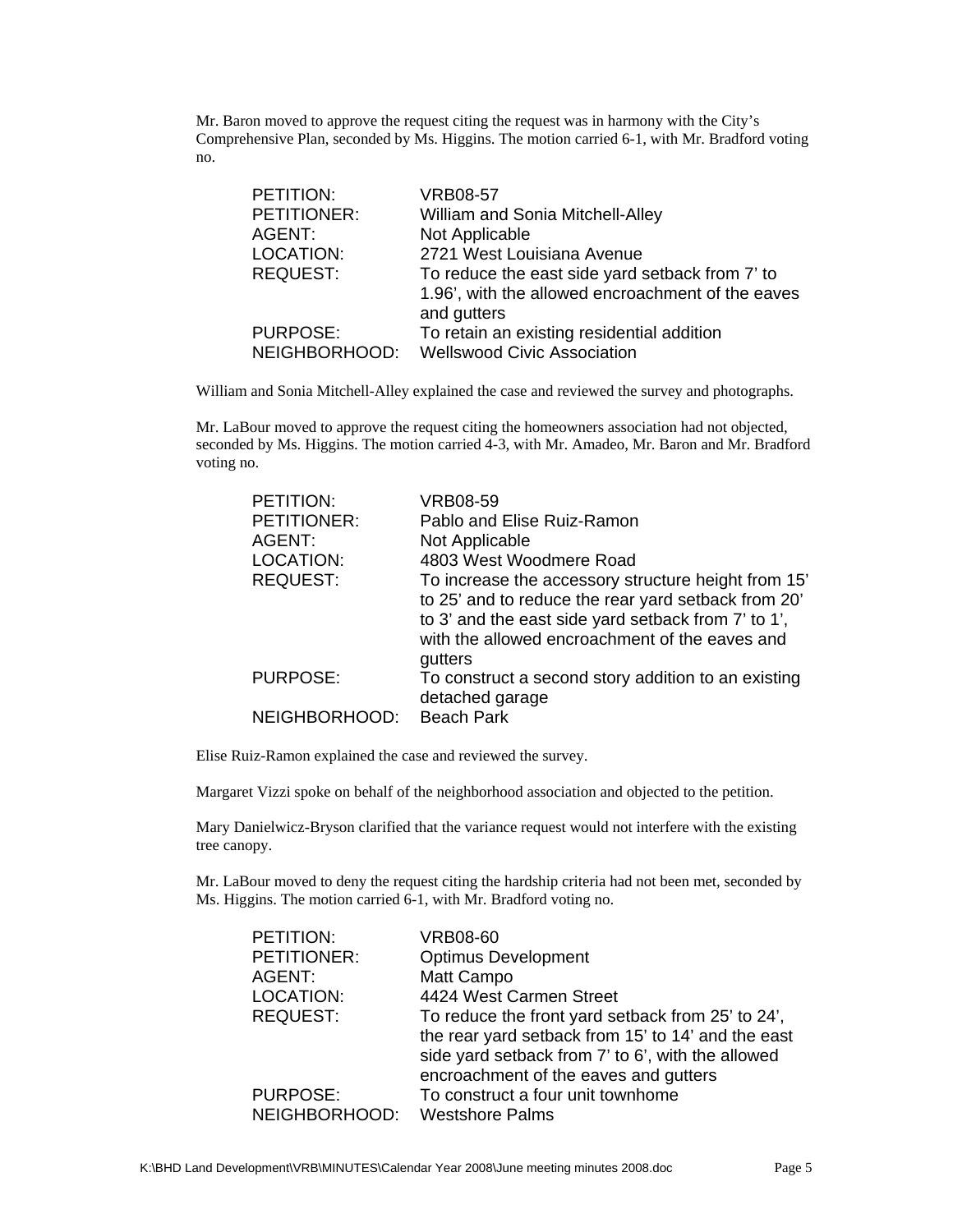Mr. Baron moved to approve the request citing the request was in harmony with the City's Comprehensive Plan, seconded by Ms. Higgins. The motion carried 6-1, with Mr. Bradford voting no.

| | |
|---|---|
| PETITION: | VRB08-57 |
| PETITIONER: | William and Sonia Mitchell-Alley |
| AGENT: | Not Applicable |
| LOCATION: | 2721 West Louisiana Avenue |
| REQUEST: | To reduce the east side yard setback from 7' to 1.96', with the allowed encroachment of the eaves and gutters |
| PURPOSE: | To retain an existing residential addition |
| NEIGHBORHOOD: | Wellswood Civic Association |

William and Sonia Mitchell-Alley explained the case and reviewed the survey and photographs.

Mr. LaBour moved to approve the request citing the homeowners association had not objected, seconded by Ms. Higgins. The motion carried 4-3, with Mr. Amadeo, Mr. Baron and Mr. Bradford voting no.

| | |
|---|---|
| PETITION: | VRB08-59 |
| PETITIONER: | Pablo and Elise Ruiz-Ramon |
| AGENT: | Not Applicable |
| LOCATION: | 4803 West Woodmere Road |
| REQUEST: | To increase the accessory structure height from 15' to 25' and to reduce the rear yard setback from 20' to 3' and the east side yard setback from 7' to 1', with the allowed encroachment of the eaves and gutters |
| PURPOSE: | To construct a second story addition to an existing detached garage |
| NEIGHBORHOOD: | Beach Park |

Elise Ruiz-Ramon explained the case and reviewed the survey.

Margaret Vizzi spoke on behalf of the neighborhood association and objected to the petition.

Mary Danielwicz-Bryson clarified that the variance request would not interfere with the existing tree canopy.

Mr. LaBour moved to deny the request citing the hardship criteria had not been met, seconded by Ms. Higgins. The motion carried 6-1, with Mr. Bradford voting no.

| | |
|---|---|
| PETITION: | VRB08-60 |
| PETITIONER: | Optimus Development |
| AGENT: | Matt Campo |
| LOCATION: | 4424 West Carmen Street |
| REQUEST: | To reduce the front yard setback from 25' to 24', the rear yard setback from 15' to 14' and the east side yard setback from 7' to 6', with the allowed encroachment of the eaves and gutters |
| PURPOSE: | To construct a four unit townhome |
| NEIGHBORHOOD: | Westshore Palms |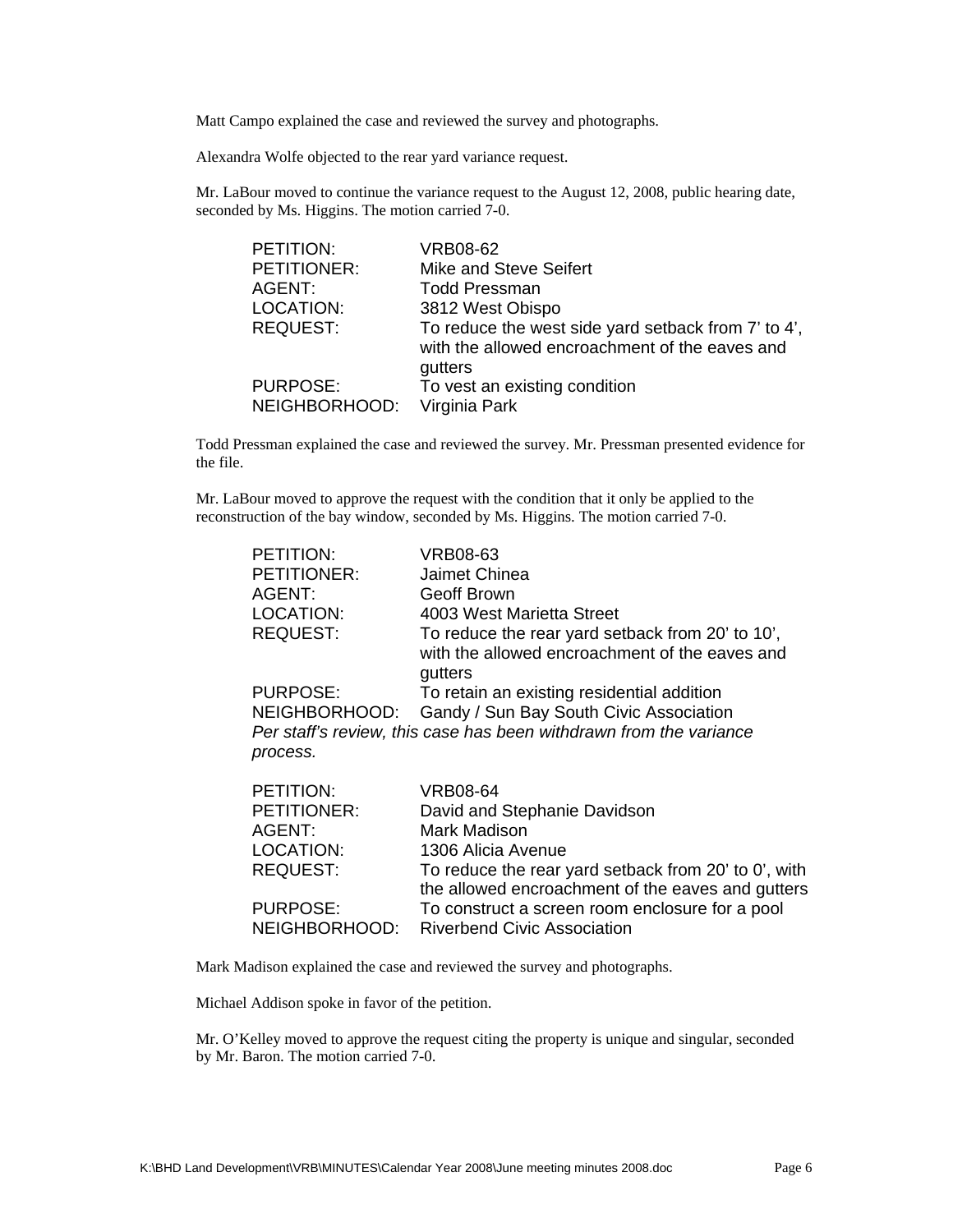Matt Campo explained the case and reviewed the survey and photographs.

Alexandra Wolfe objected to the rear yard variance request.

Mr. LaBour moved to continue the variance request to the August 12, 2008, public hearing date, seconded by Ms. Higgins. The motion carried 7-0.

| | |
|---|---|
| PETITION: | VRB08-62 |
| PETITIONER: | Mike and Steve Seifert |
| AGENT: | Todd Pressman |
| LOCATION: | 3812 West Obispo |
| REQUEST: | To reduce the west side yard setback from 7' to 4', with the allowed encroachment of the eaves and gutters |
| PURPOSE: | To vest an existing condition |
| NEIGHBORHOOD: | Virginia Park |

Todd Pressman explained the case and reviewed the survey. Mr. Pressman presented evidence for the file.

Mr. LaBour moved to approve the request with the condition that it only be applied to the reconstruction of the bay window, seconded by Ms. Higgins. The motion carried 7-0.

| | |
|---|---|
| PETITION: | VRB08-63 |
| PETITIONER: | Jaimet Chinea |
| AGENT: | Geoff Brown |
| LOCATION: | 4003 West Marietta Street |
| REQUEST: | To reduce the rear yard setback from 20' to 10', with the allowed encroachment of the eaves and gutters |
| PURPOSE: | To retain an existing residential addition |
| NEIGHBORHOOD: | Gandy / Sun Bay South Civic Association |

*Per staff's review, this case has been withdrawn from the variance process.*

| | |
|---|---|
| PETITION: | VRB08-64 |
| PETITIONER: | David and Stephanie Davidson |
| AGENT: | Mark Madison |
| LOCATION: | 1306 Alicia Avenue |
| REQUEST: | To reduce the rear yard setback from 20' to 0', with the allowed encroachment of the eaves and gutters |
| PURPOSE: | To construct a screen room enclosure for a pool |
| NEIGHBORHOOD: | Riverbend Civic Association |

Mark Madison explained the case and reviewed the survey and photographs.

Michael Addison spoke in favor of the petition.

Mr. O'Kelley moved to approve the request citing the property is unique and singular, seconded by Mr. Baron. The motion carried 7-0.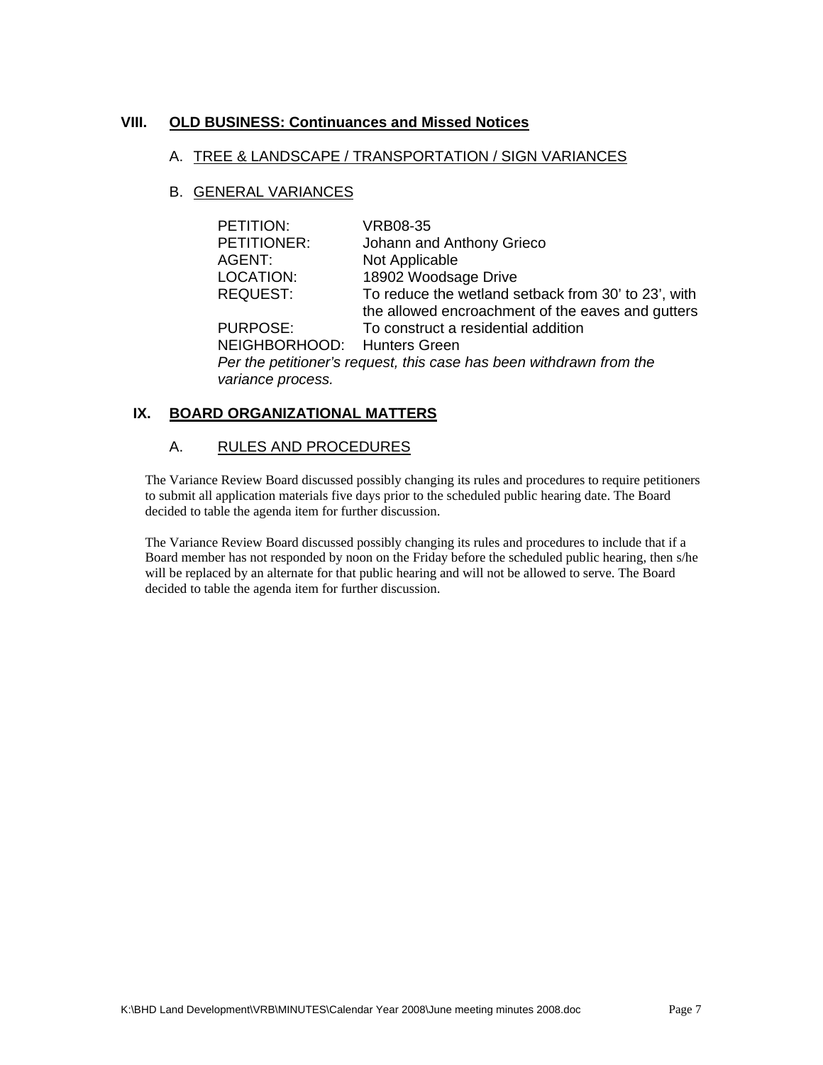## VIII. OLD BUSINESS: Continuances and Missed Notices

### A. TREE & LANDSCAPE / TRANSPORTATION / SIGN VARIANCES

### B. GENERAL VARIANCES

PETITION: VRB08-35
PETITIONER: Johann and Anthony Grieco
AGENT: Not Applicable
LOCATION: 18902 Woodsage Drive
REQUEST: To reduce the wetland setback from 30' to 23', with the allowed encroachment of the eaves and gutters
PURPOSE: To construct a residential addition
NEIGHBORHOOD: Hunters Green

*Per the petitioner's request, this case has been withdrawn from the variance process.*

## IX. BOARD ORGANIZATIONAL MATTERS

### A. RULES AND PROCEDURES

The Variance Review Board discussed possibly changing its rules and procedures to require petitioners to submit all application materials five days prior to the scheduled public hearing date. The Board decided to table the agenda item for further discussion.

The Variance Review Board discussed possibly changing its rules and procedures to include that if a Board member has not responded by noon on the Friday before the scheduled public hearing, then s/he will be replaced by an alternate for that public hearing and will not be allowed to serve. The Board decided to table the agenda item for further discussion.